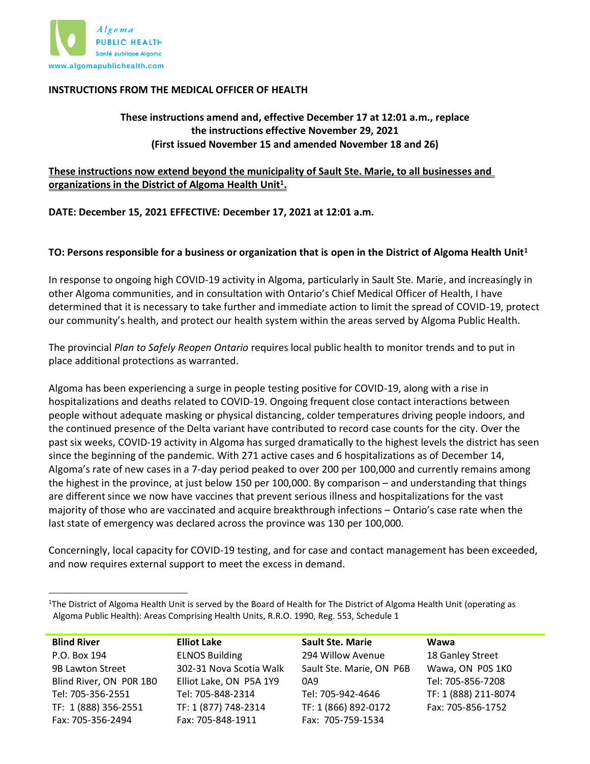Algoma PUBLIC HEALTH
Santé publique Algoma
www.algomapublichealth.com

**INSTRUCTIONS FROM THE MEDICAL OFFICER OF HEALTH**

**These instructions amend and, effective December 17 at 12:01 a.m., replace the instructions effective November 29, 2021 (First issued November 15 and amended November 18 and 26)**

**These instructions now extend beyond the municipality of Sault Ste. Marie, to all businesses and organizations in the District of Algoma Health Unit[1].**

**DATE: December 15, 2021 EFFECTIVE: December 17, 2021 at 12:01 a.m.**

**TO: Persons responsible for a business or organization that is open in the District of Algoma Health Unit[1]**

In response to ongoing high COVID-19 activity in Algoma, particularly in Sault Ste. Marie, and increasingly in other Algoma communities, and in consultation with Ontario's Chief Medical Officer of Health, I have determined that it is necessary to take further and immediate action to limit the spread of COVID-19, protect our community's health, and protect our health system within the areas served by Algoma Public Health.

The provincial *Plan to Safely Reopen Ontario* requires local public health to monitor trends and to put in place additional protections as warranted.

Algoma has been experiencing a surge in people testing positive for COVID-19, along with a rise in hospitalizations and deaths related to COVID-19. Ongoing frequent close contact interactions between people without adequate masking or physical distancing, colder temperatures driving people indoors, and the continued presence of the Delta variant have contributed to record case counts for the city. Over the past six weeks, COVID-19 activity in Algoma has surged dramatically to the highest levels the district has seen since the beginning of the pandemic. With 271 active cases and 6 hospitalizations as of December 14, Algoma's rate of new cases in a 7-day period peaked to over 200 per 100,000 and currently remains among the highest in the province, at just below 150 per 100,000. By comparison – and understanding that things are different since we now have vaccines that prevent serious illness and hospitalizations for the vast majority of those who are vaccinated and acquire breakthrough infections – Ontario's case rate when the last state of emergency was declared across the province was 130 per 100,000.

Concerningly, local capacity for COVID-19 testing, and for case and contact management has been exceeded, and now requires external support to meet the excess in demand.

[1]The District of Algoma Health Unit is served by the Board of Health for The District of Algoma Health Unit (operating as Algoma Public Health): Areas Comprising Health Units, R.R.O. 1990, Reg. 553, Schedule 1

| Blind River | Elliot Lake | Sault Ste. Marie | Wawa |
|---|---|---|---|
| P.O. Box 194 | ELNOS Building | 294 Willow Avenue | 18 Ganley Street |
| 9B Lawton Street | 302-31 Nova Scotia Walk | Sault Ste. Marie, ON P6B 0A9 | Wawa, ON P0S 1K0 |
| Blind River, ON P0R 1B0 | Elliot Lake, ON P5A 1Y9 | Tel: 705-942-4646 | Tel: 705-856-7208 |
| Tel: 705-356-2551 | Tel: 705-848-2314 | TF: 1 (866) 892-0172 | TF: 1 (888) 211-8074 |
| TF: 1 (888) 356-2551 | TF: 1 (877) 748-2314 | Fax: 705-759-1534 | Fax: 705-856-1752 |
| Fax: 705-356-2494 | Fax: 705-848-1911 | | |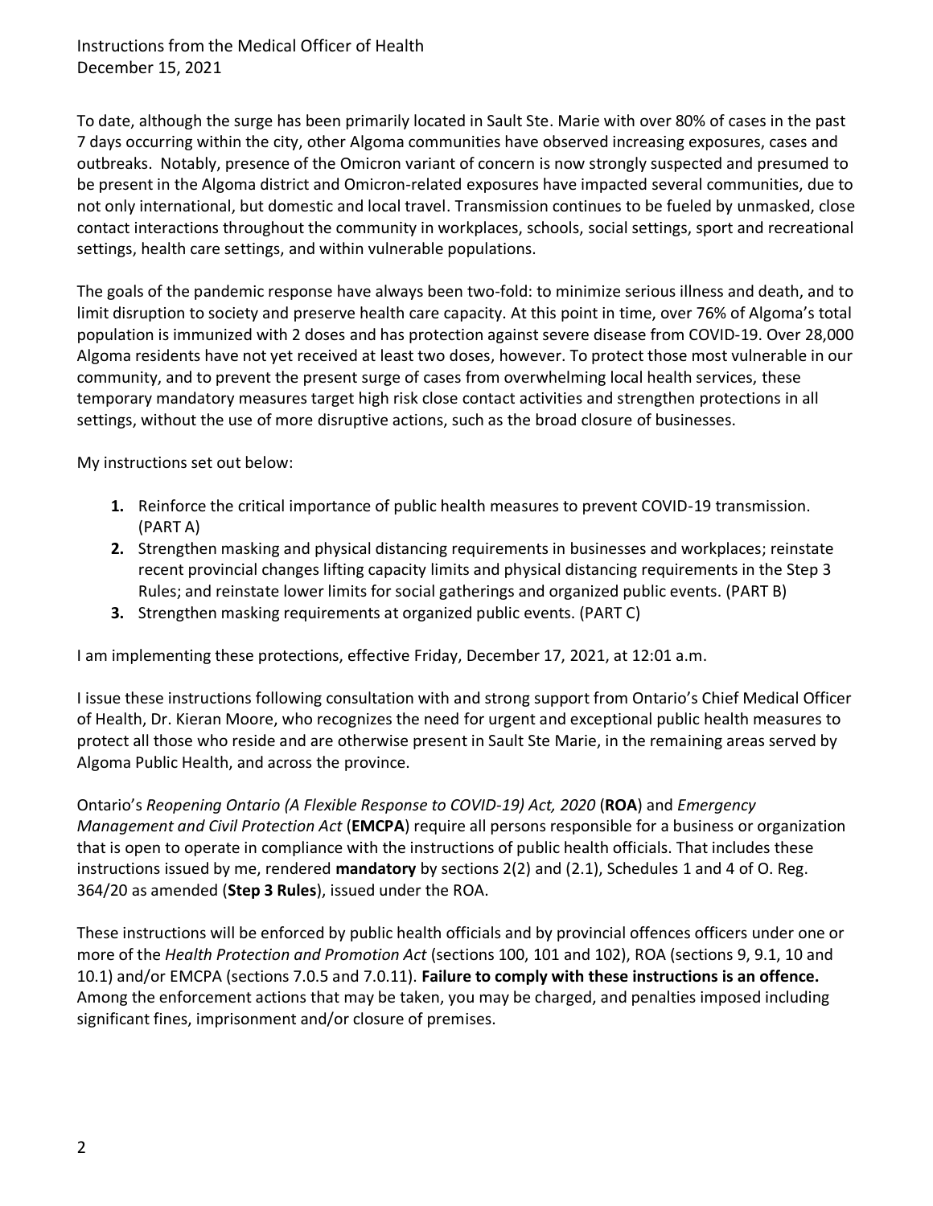To date, although the surge has been primarily located in Sault Ste. Marie with over 80% of cases in the past 7 days occurring within the city, other Algoma communities have observed increasing exposures, cases and outbreaks. Notably, presence of the Omicron variant of concern is now strongly suspected and presumed to be present in the Algoma district and Omicron-related exposures have impacted several communities, due to not only international, but domestic and local travel. Transmission continues to be fueled by unmasked, close contact interactions throughout the community in workplaces, schools, social settings, sport and recreational settings, health care settings, and within vulnerable populations.

The goals of the pandemic response have always been two-fold: to minimize serious illness and death, and to limit disruption to society and preserve health care capacity. At this point in time, over 76% of Algoma's total population is immunized with 2 doses and has protection against severe disease from COVID-19. Over 28,000 Algoma residents have not yet received at least two doses, however. To protect those most vulnerable in our community, and to prevent the present surge of cases from overwhelming local health services, these temporary mandatory measures target high risk close contact activities and strengthen protections in all settings, without the use of more disruptive actions, such as the broad closure of businesses.

My instructions set out below:

1. Reinforce the critical importance of public health measures to prevent COVID-19 transmission. (PART A)
2. Strengthen masking and physical distancing requirements in businesses and workplaces; reinstate recent provincial changes lifting capacity limits and physical distancing requirements in the Step 3 Rules; and reinstate lower limits for social gatherings and organized public events. (PART B)
3. Strengthen masking requirements at organized public events. (PART C)

I am implementing these protections, effective Friday, December 17, 2021, at 12:01 a.m.

I issue these instructions following consultation with and strong support from Ontario's Chief Medical Officer of Health, Dr. Kieran Moore, who recognizes the need for urgent and exceptional public health measures to protect all those who reside and are otherwise present in Sault Ste Marie, in the remaining areas served by Algoma Public Health, and across the province.

Ontario's *Reopening Ontario (A Flexible Response to COVID-19) Act, 2020* (**ROA**) and *Emergency Management and Civil Protection Act* (**EMCPA**) require all persons responsible for a business or organization that is open to operate in compliance with the instructions of public health officials. That includes these instructions issued by me, rendered **mandatory** by sections 2(2) and (2.1), Schedules 1 and 4 of O. Reg. 364/20 as amended (**Step 3 Rules**), issued under the ROA.

These instructions will be enforced by public health officials and by provincial offences officers under one or more of the *Health Protection and Promotion Act* (sections 100, 101 and 102), ROA (sections 9, 9.1, 10 and 10.1) and/or EMCPA (sections 7.0.5 and 7.0.11). **Failure to comply with these instructions is an offence.** Among the enforcement actions that may be taken, you may be charged, and penalties imposed including significant fines, imprisonment and/or closure of premises.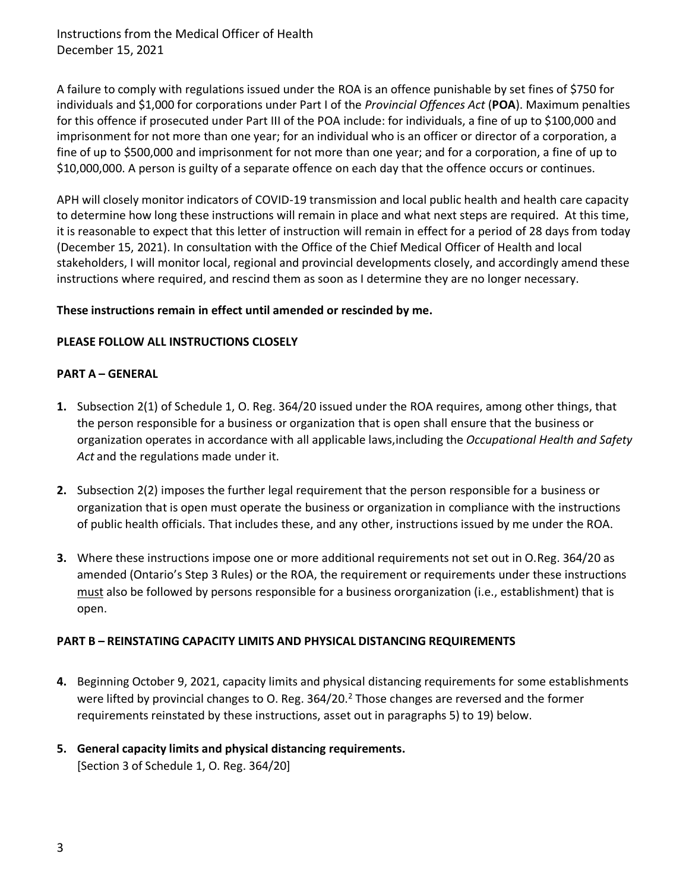A failure to comply with regulations issued under the ROA is an offence punishable by set fines of $750 for individuals and $1,000 for corporations under Part I of the *Provincial Offences Act* (**POA**). Maximum penalties for this offence if prosecuted under Part III of the POA include: for individuals, a fine of up to $100,000 and imprisonment for not more than one year; for an individual who is an officer or director of a corporation, a fine of up to $500,000 and imprisonment for not more than one year; and for a corporation, a fine of up to $10,000,000. A person is guilty of a separate offence on each day that the offence occurs or continues.

APH will closely monitor indicators of COVID-19 transmission and local public health and health care capacity to determine how long these instructions will remain in place and what next steps are required. At this time, it is reasonable to expect that this letter of instruction will remain in effect for a period of 28 days from today (December 15, 2021). In consultation with the Office of the Chief Medical Officer of Health and local stakeholders, I will monitor local, regional and provincial developments closely, and accordingly amend these instructions where required, and rescind them as soon as I determine they are no longer necessary.

**These instructions remain in effect until amended or rescinded by me.**

**PLEASE FOLLOW ALL INSTRUCTIONS CLOSELY**

## PART A – GENERAL

**1.** Subsection 2(1) of Schedule 1, O. Reg. 364/20 issued under the ROA requires, among other things, that the person responsible for a business or organization that is open shall ensure that the business or organization operates in accordance with all applicable laws,including the *Occupational Health and Safety Act* and the regulations made under it.

**2.** Subsection 2(2) imposes the further legal requirement that the person responsible for a business or organization that is open must operate the business or organization in compliance with the instructions of public health officials. That includes these, and any other, instructions issued by me under the ROA.

**3.** Where these instructions impose one or more additional requirements not set out in O.Reg. 364/20 as amended (Ontario's Step 3 Rules) or the ROA, the requirement or requirements under these instructions <u>must</u> also be followed by persons responsible for a business ororganization (i.e., establishment) that is open.

## PART B – REINSTATING CAPACITY LIMITS AND PHYSICAL DISTANCING REQUIREMENTS

**4.** Beginning October 9, 2021, capacity limits and physical distancing requirements for some establishments were lifted by provincial changes to O. Reg. 364/20.[2] Those changes are reversed and the former requirements reinstated by these instructions, asset out in paragraphs 5) to 19) below.

**5. General capacity limits and physical distancing requirements.**
[Section 3 of Schedule 1, O. Reg. 364/20]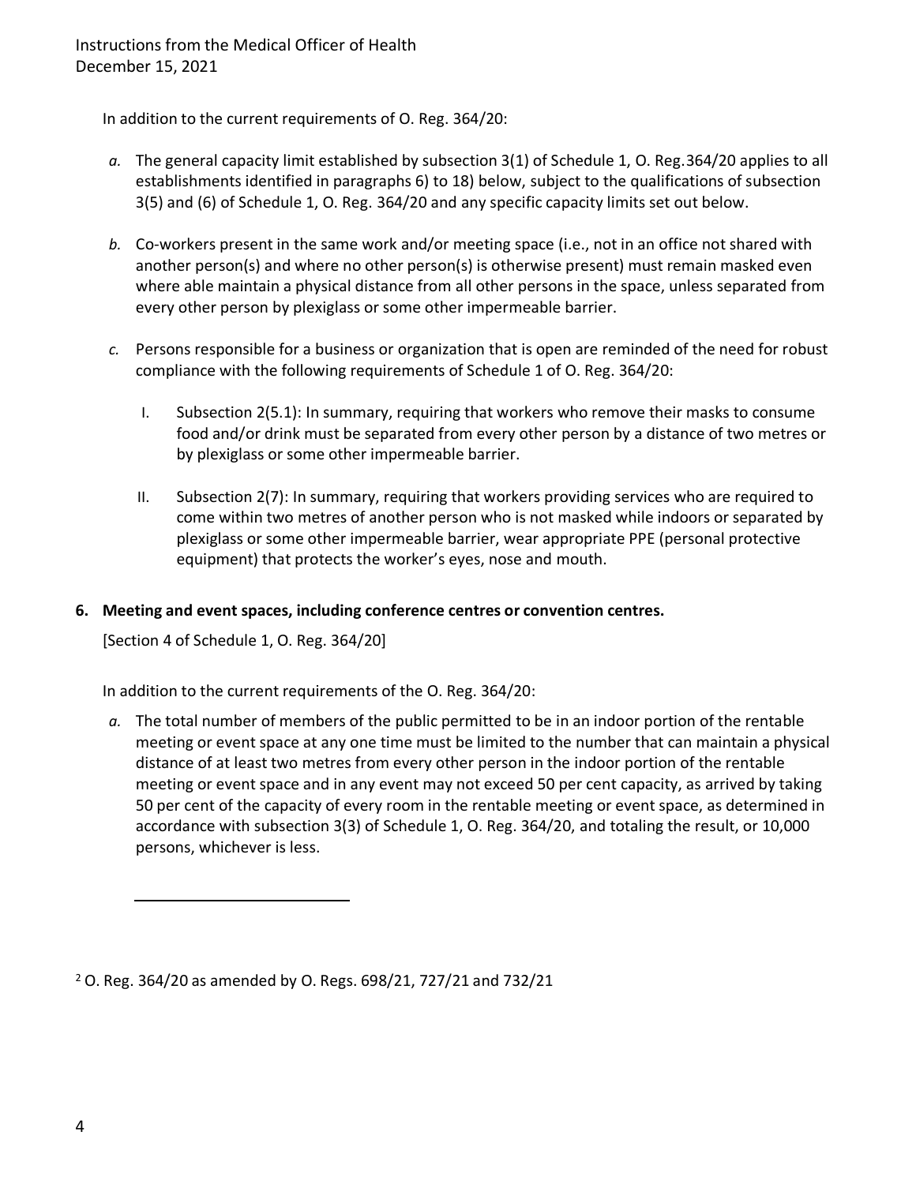In addition to the current requirements of O. Reg. 364/20:

*a.* The general capacity limit established by subsection 3(1) of Schedule 1, O. Reg.364/20 applies to all establishments identified in paragraphs 6) to 18) below, subject to the qualifications of subsection 3(5) and (6) of Schedule 1, O. Reg. 364/20 and any specific capacity limits set out below.

*b.* Co-workers present in the same work and/or meeting space (i.e., not in an office not shared with another person(s) and where no other person(s) is otherwise present) must remain masked even where able maintain a physical distance from all other persons in the space, unless separated from every other person by plexiglass or some other impermeable barrier.

*c.* Persons responsible for a business or organization that is open are reminded of the need for robust compliance with the following requirements of Schedule 1 of O. Reg. 364/20:

I. Subsection 2(5.1): In summary, requiring that workers who remove their masks to consume food and/or drink must be separated from every other person by a distance of two metres or by plexiglass or some other impermeable barrier.

II. Subsection 2(7): In summary, requiring that workers providing services who are required to come within two metres of another person who is not masked while indoors or separated by plexiglass or some other impermeable barrier, wear appropriate PPE (personal protective equipment) that protects the worker's eyes, nose and mouth.

**6. Meeting and event spaces, including conference centres or convention centres.**

[Section 4 of Schedule 1, O. Reg. 364/20]

In addition to the current requirements of the O. Reg. 364/20:

*a.* The total number of members of the public permitted to be in an indoor portion of the rentable meeting or event space at any one time must be limited to the number that can maintain a physical distance of at least two metres from every other person in the indoor portion of the rentable meeting or event space and in any event may not exceed 50 per cent capacity, as arrived by taking 50 per cent of the capacity of every room in the rentable meeting or event space, as determined in accordance with subsection 3(3) of Schedule 1, O. Reg. 364/20, and totaling the result, or 10,000 persons, whichever is less.

---

[2] O. Reg. 364/20 as amended by O. Regs. 698/21, 727/21 and 732/21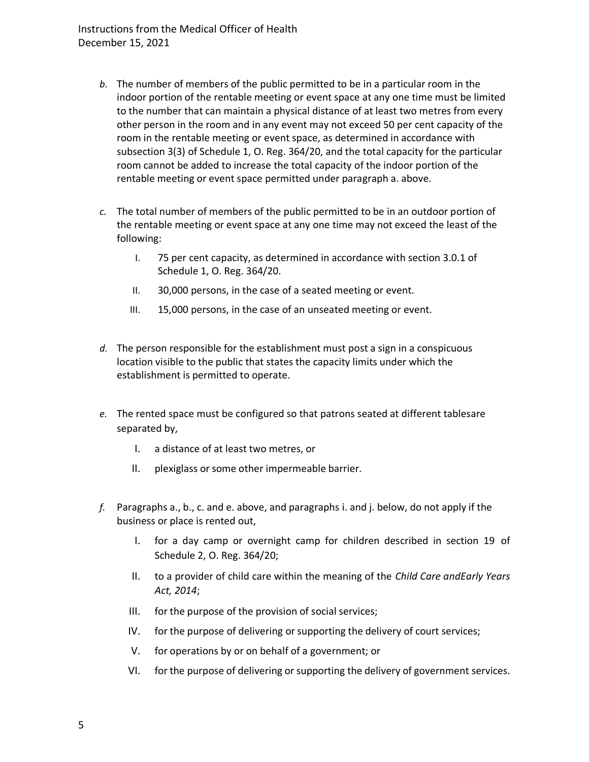*b.* The number of members of the public permitted to be in a particular room in the indoor portion of the rentable meeting or event space at any one time must be limited to the number that can maintain a physical distance of at least two metres from every other person in the room and in any event may not exceed 50 per cent capacity of the room in the rentable meeting or event space, as determined in accordance with subsection 3(3) of Schedule 1, O. Reg. 364/20, and the total capacity for the particular room cannot be added to increase the total capacity of the indoor portion of the rentable meeting or event space permitted under paragraph a. above.

*c.* The total number of members of the public permitted to be in an outdoor portion of the rentable meeting or event space at any one time may not exceed the least of the following:

   I. 75 per cent capacity, as determined in accordance with section 3.0.1 of Schedule 1, O. Reg. 364/20.

   II. 30,000 persons, in the case of a seated meeting or event.

   III. 15,000 persons, in the case of an unseated meeting or event.

*d.* The person responsible for the establishment must post a sign in a conspicuous location visible to the public that states the capacity limits under which the establishment is permitted to operate.

*e.* The rented space must be configured so that patrons seated at different tablesare separated by,

   I. a distance of at least two metres, or

   II. plexiglass or some other impermeable barrier.

*f.* Paragraphs a., b., c. and e. above, and paragraphs i. and j. below, do not apply if the business or place is rented out,

   I. for a day camp or overnight camp for children described in section 19 of Schedule 2, O. Reg. 364/20;

   II. to a provider of child care within the meaning of the *Child Care andEarly Years Act, 2014*;

   III. for the purpose of the provision of social services;

   IV. for the purpose of delivering or supporting the delivery of court services;

   V. for operations by or on behalf of a government; or

   VI. for the purpose of delivering or supporting the delivery of government services.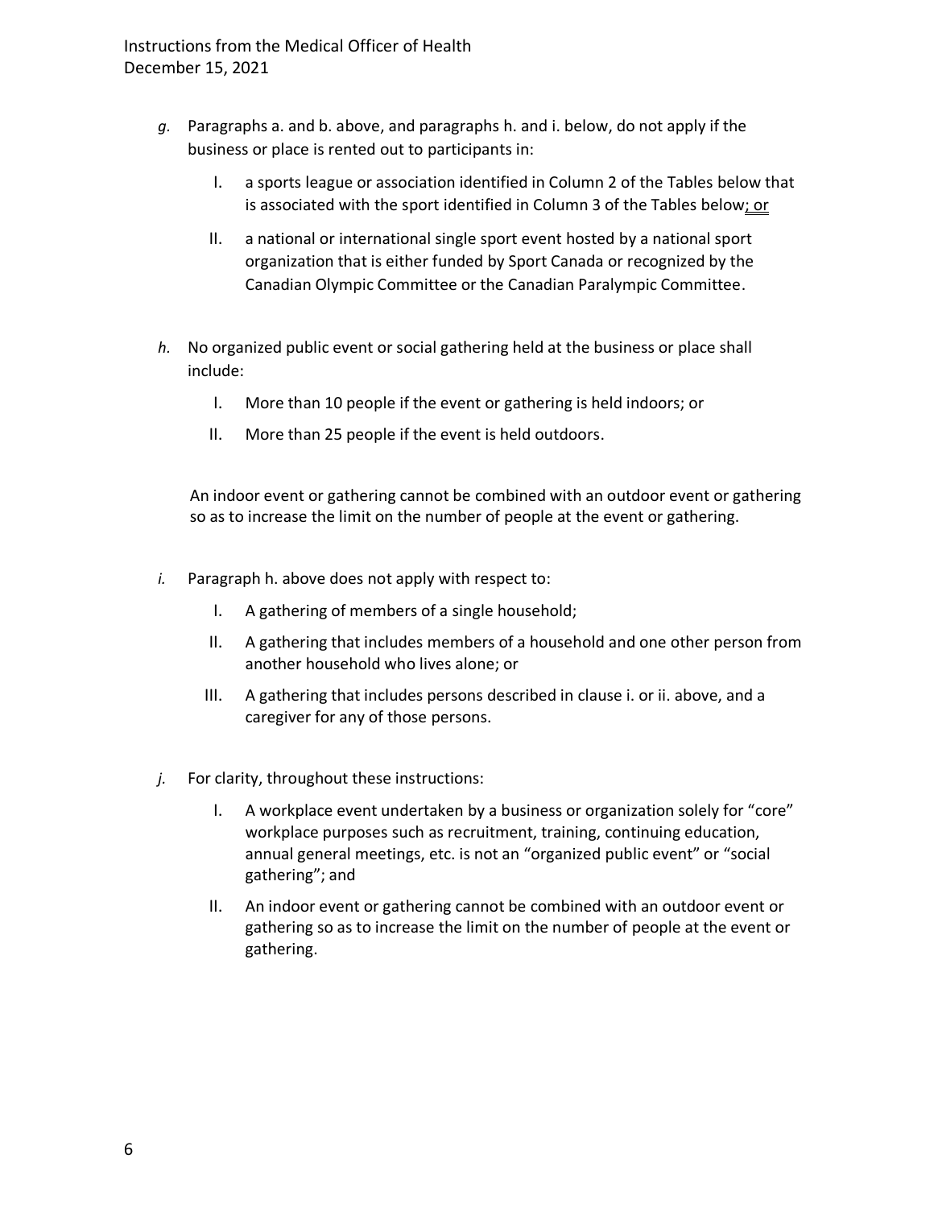*g.* Paragraphs a. and b. above, and paragraphs h. and i. below, do not apply if the business or place is rented out to participants in:

   I. a sports league or association identified in Column 2 of the Tables below that is associated with the sport identified in Column 3 of the Tables below; or

   II. a national or international single sport event hosted by a national sport organization that is either funded by Sport Canada or recognized by the Canadian Olympic Committee or the Canadian Paralympic Committee.

*h.* No organized public event or social gathering held at the business or place shall include:

   I. More than 10 people if the event or gathering is held indoors; or

   II. More than 25 people if the event is held outdoors.

An indoor event or gathering cannot be combined with an outdoor event or gathering so as to increase the limit on the number of people at the event or gathering.

*i.* Paragraph h. above does not apply with respect to:

   I. A gathering of members of a single household;

   II. A gathering that includes members of a household and one other person from another household who lives alone; or

   III. A gathering that includes persons described in clause i. or ii. above, and a caregiver for any of those persons.

*j.* For clarity, throughout these instructions:

   I. A workplace event undertaken by a business or organization solely for "core" workplace purposes such as recruitment, training, continuing education, annual general meetings, etc. is not an "organized public event" or "social gathering"; and

   II. An indoor event or gathering cannot be combined with an outdoor event or gathering so as to increase the limit on the number of people at the event or gathering.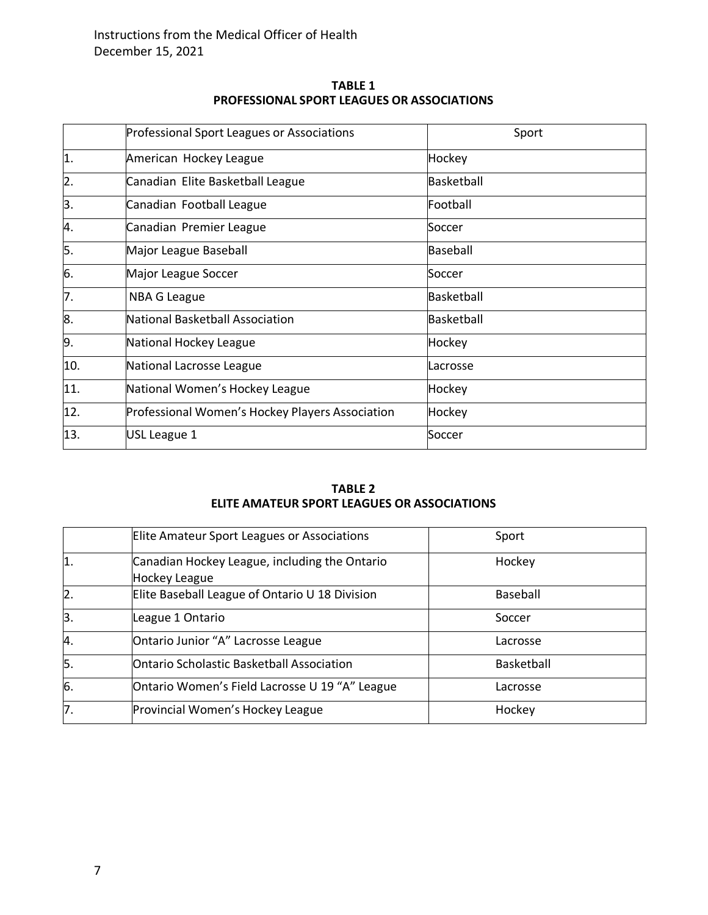**TABLE 1**
**PROFESSIONAL SPORT LEAGUES OR ASSOCIATIONS**

| | Professional Sport Leagues or Associations | Sport |
|---|---|---|
| 1. | American Hockey League | Hockey |
| 2. | Canadian Elite Basketball League | Basketball |
| 3. | Canadian Football League | Football |
| 4. | Canadian Premier League | Soccer |
| 5. | Major League Baseball | Baseball |
| 6. | Major League Soccer | Soccer |
| 7. | NBA G League | Basketball |
| 8. | National Basketball Association | Basketball |
| 9. | National Hockey League | Hockey |
| 10. | National Lacrosse League | Lacrosse |
| 11. | National Women's Hockey League | Hockey |
| 12. | Professional Women's Hockey Players Association | Hockey |
| 13. | USL League 1 | Soccer |

**TABLE 2**
**ELITE AMATEUR SPORT LEAGUES OR ASSOCIATIONS**

| | Elite Amateur Sport Leagues or Associations | Sport |
|---|---|---|
| 1. | Canadian Hockey League, including the Ontario Hockey League | Hockey |
| 2. | Elite Baseball League of Ontario U 18 Division | Baseball |
| 3. | League 1 Ontario | Soccer |
| 4. | Ontario Junior "A" Lacrosse League | Lacrosse |
| 5. | Ontario Scholastic Basketball Association | Basketball |
| 6. | Ontario Women's Field Lacrosse U 19 "A" League | Lacrosse |
| 7. | Provincial Women's Hockey League | Hockey |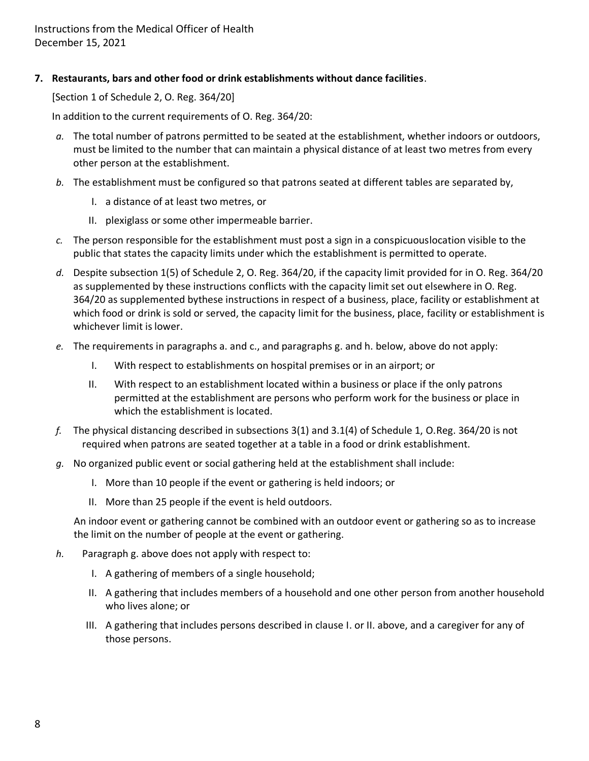**7. Restaurants, bars and other food or drink establishments without dance facilities**.

[Section 1 of Schedule 2, O. Reg. 364/20]

In addition to the current requirements of O. Reg. 364/20:

*a.* The total number of patrons permitted to be seated at the establishment, whether indoors or outdoors, must be limited to the number that can maintain a physical distance of at least two metres from every other person at the establishment.

*b.* The establishment must be configured so that patrons seated at different tables are separated by,

  I. a distance of at least two metres, or

  II. plexiglass or some other impermeable barrier.

*c.* The person responsible for the establishment must post a sign in a conspicuouslocation visible to the public that states the capacity limits under which the establishment is permitted to operate.

*d.* Despite subsection 1(5) of Schedule 2, O. Reg. 364/20, if the capacity limit provided for in O. Reg. 364/20 as supplemented by these instructions conflicts with the capacity limit set out elsewhere in O. Reg. 364/20 as supplemented bythese instructions in respect of a business, place, facility or establishment at which food or drink is sold or served, the capacity limit for the business, place, facility or establishment is whichever limit is lower.

*e.* The requirements in paragraphs a. and c., and paragraphs g. and h. below, above do not apply:

  I. With respect to establishments on hospital premises or in an airport; or

  II. With respect to an establishment located within a business or place if the only patrons permitted at the establishment are persons who perform work for the business or place in which the establishment is located.

*f.* The physical distancing described in subsections 3(1) and 3.1(4) of Schedule 1, O.Reg. 364/20 is not required when patrons are seated together at a table in a food or drink establishment.

*g.* No organized public event or social gathering held at the establishment shall include:

  I. More than 10 people if the event or gathering is held indoors; or

  II. More than 25 people if the event is held outdoors.

  An indoor event or gathering cannot be combined with an outdoor event or gathering so as to increase the limit on the number of people at the event or gathering.

*h.* Paragraph g. above does not apply with respect to:

  I. A gathering of members of a single household;

  II. A gathering that includes members of a household and one other person from another household who lives alone; or

  III. A gathering that includes persons described in clause I. or II. above, and a caregiver for any of those persons.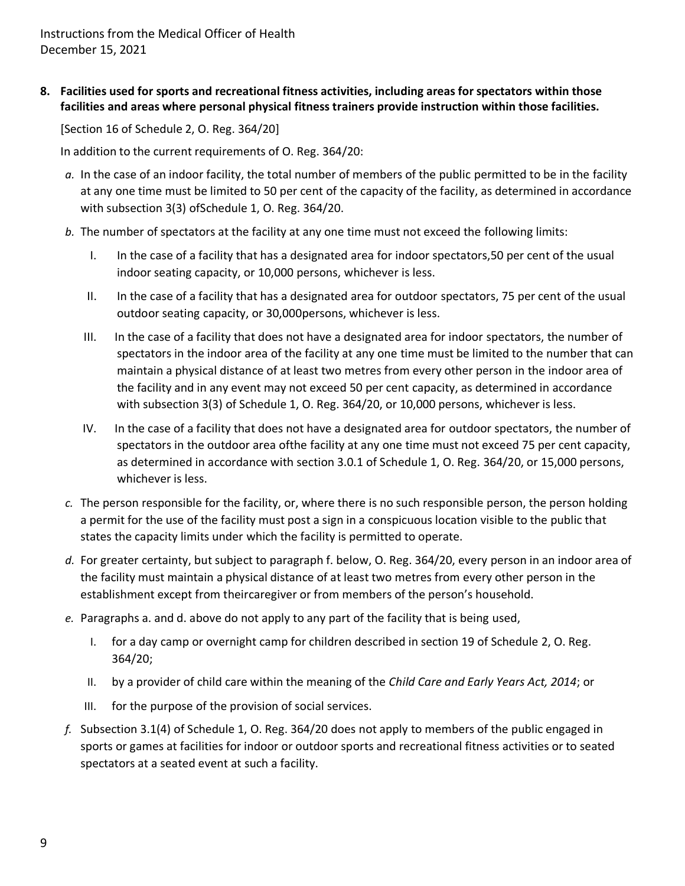**8. Facilities used for sports and recreational fitness activities, including areas for spectators within those facilities and areas where personal physical fitness trainers provide instruction within those facilities.**

[Section 16 of Schedule 2, O. Reg. 364/20]

In addition to the current requirements of O. Reg. 364/20:

*a.* In the case of an indoor facility, the total number of members of the public permitted to be in the facility at any one time must be limited to 50 per cent of the capacity of the facility, as determined in accordance with subsection 3(3) ofSchedule 1, O. Reg. 364/20.

*b.* The number of spectators at the facility at any one time must not exceed the following limits:

I. In the case of a facility that has a designated area for indoor spectators,50 per cent of the usual indoor seating capacity, or 10,000 persons, whichever is less.

II. In the case of a facility that has a designated area for outdoor spectators, 75 per cent of the usual outdoor seating capacity, or 30,000persons, whichever is less.

III. In the case of a facility that does not have a designated area for indoor spectators, the number of spectators in the indoor area of the facility at any one time must be limited to the number that can maintain a physical distance of at least two metres from every other person in the indoor area of the facility and in any event may not exceed 50 per cent capacity, as determined in accordance with subsection 3(3) of Schedule 1, O. Reg. 364/20, or 10,000 persons, whichever is less.

IV. In the case of a facility that does not have a designated area for outdoor spectators, the number of spectators in the outdoor area ofthe facility at any one time must not exceed 75 per cent capacity, as determined in accordance with section 3.0.1 of Schedule 1, O. Reg. 364/20, or 15,000 persons, whichever is less.

*c.* The person responsible for the facility, or, where there is no such responsible person, the person holding a permit for the use of the facility must post a sign in a conspicuous location visible to the public that states the capacity limits under which the facility is permitted to operate.

*d.* For greater certainty, but subject to paragraph f. below, O. Reg. 364/20, every person in an indoor area of the facility must maintain a physical distance of at least two metres from every other person in the establishment except from theircaregiver or from members of the person's household.

*e.* Paragraphs a. and d. above do not apply to any part of the facility that is being used,

I. for a day camp or overnight camp for children described in section 19 of Schedule 2, O. Reg. 364/20;

II. by a provider of child care within the meaning of the *Child Care and Early Years Act, 2014*; or

III. for the purpose of the provision of social services.

*f.* Subsection 3.1(4) of Schedule 1, O. Reg. 364/20 does not apply to members of the public engaged in sports or games at facilities for indoor or outdoor sports and recreational fitness activities or to seated spectators at a seated event at such a facility.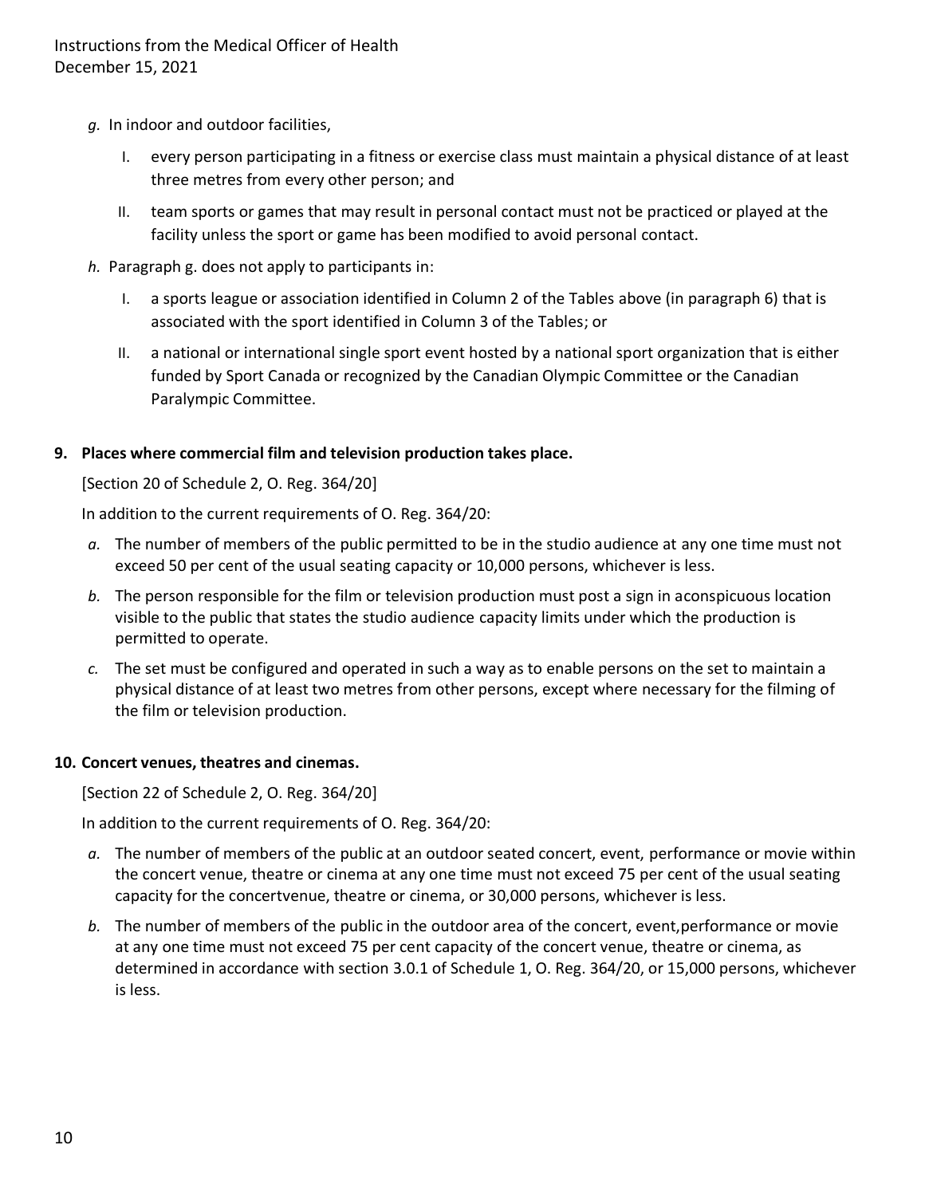*g.* In indoor and outdoor facilities,

   I. every person participating in a fitness or exercise class must maintain a physical distance of at least three metres from every other person; and

   II. team sports or games that may result in personal contact must not be practiced or played at the facility unless the sport or game has been modified to avoid personal contact.

*h.* Paragraph g. does not apply to participants in:

   I. a sports league or association identified in Column 2 of the Tables above (in paragraph 6) that is associated with the sport identified in Column 3 of the Tables; or

   II. a national or international single sport event hosted by a national sport organization that is either funded by Sport Canada or recognized by the Canadian Olympic Committee or the Canadian Paralympic Committee.

**9. Places where commercial film and television production takes place.**

[Section 20 of Schedule 2, O. Reg. 364/20]

In addition to the current requirements of O. Reg. 364/20:

*a.* The number of members of the public permitted to be in the studio audience at any one time must not exceed 50 per cent of the usual seating capacity or 10,000 persons, whichever is less.

*b.* The person responsible for the film or television production must post a sign in aconspicuous location visible to the public that states the studio audience capacity limits under which the production is permitted to operate.

*c.* The set must be configured and operated in such a way as to enable persons on the set to maintain a physical distance of at least two metres from other persons, except where necessary for the filming of the film or television production.

**10. Concert venues, theatres and cinemas.**

[Section 22 of Schedule 2, O. Reg. 364/20]

In addition to the current requirements of O. Reg. 364/20:

*a.* The number of members of the public at an outdoor seated concert, event, performance or movie within the concert venue, theatre or cinema at any one time must not exceed 75 per cent of the usual seating capacity for the concertvenue, theatre or cinema, or 30,000 persons, whichever is less.

*b.* The number of members of the public in the outdoor area of the concert, event,performance or movie at any one time must not exceed 75 per cent capacity of the concert venue, theatre or cinema, as determined in accordance with section 3.0.1 of Schedule 1, O. Reg. 364/20, or 15,000 persons, whichever is less.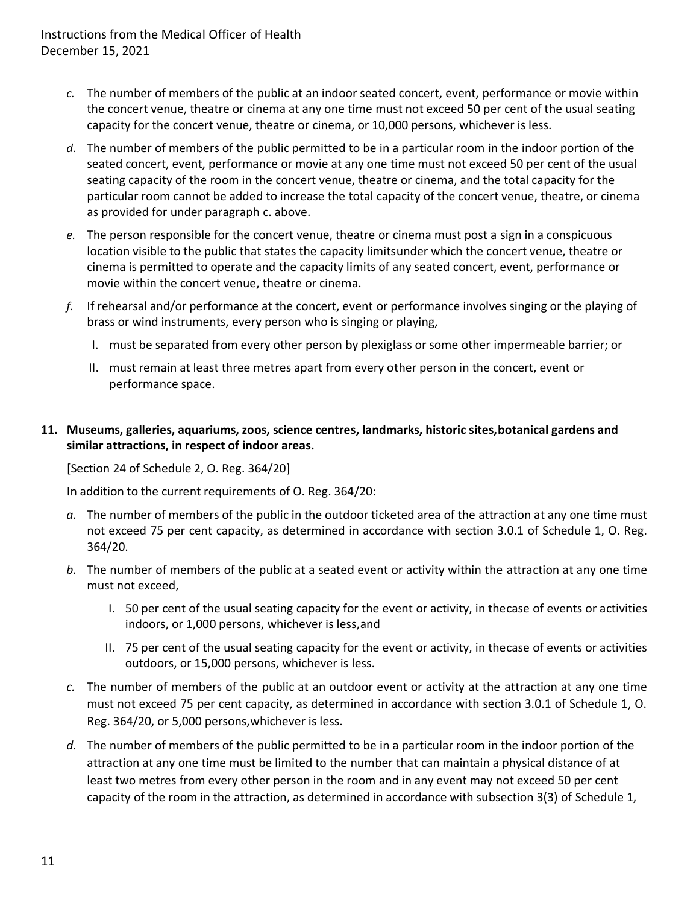*c.* The number of members of the public at an indoor seated concert, event, performance or movie within the concert venue, theatre or cinema at any one time must not exceed 50 per cent of the usual seating capacity for the concert venue, theatre or cinema, or 10,000 persons, whichever is less.

*d.* The number of members of the public permitted to be in a particular room in the indoor portion of the seated concert, event, performance or movie at any one time must not exceed 50 per cent of the usual seating capacity of the room in the concert venue, theatre or cinema, and the total capacity for the particular room cannot be added to increase the total capacity of the concert venue, theatre, or cinema as provided for under paragraph c. above.

*e.* The person responsible for the concert venue, theatre or cinema must post a sign in a conspicuous location visible to the public that states the capacity limitsunder which the concert venue, theatre or cinema is permitted to operate and the capacity limits of any seated concert, event, performance or movie within the concert venue, theatre or cinema.

*f.* If rehearsal and/or performance at the concert, event or performance involves singing or the playing of brass or wind instruments, every person who is singing or playing,

  I. must be separated from every other person by plexiglass or some other impermeable barrier; or

  II. must remain at least three metres apart from every other person in the concert, event or performance space.

**11. Museums, galleries, aquariums, zoos, science centres, landmarks, historic sites,botanical gardens and similar attractions, in respect of indoor areas.**

[Section 24 of Schedule 2, O. Reg. 364/20]

In addition to the current requirements of O. Reg. 364/20:

*a.* The number of members of the public in the outdoor ticketed area of the attraction at any one time must not exceed 75 per cent capacity, as determined in accordance with section 3.0.1 of Schedule 1, O. Reg. 364/20.

*b.* The number of members of the public at a seated event or activity within the attraction at any one time must not exceed,

  I. 50 per cent of the usual seating capacity for the event or activity, in thecase of events or activities indoors, or 1,000 persons, whichever is less,and

  II. 75 per cent of the usual seating capacity for the event or activity, in thecase of events or activities outdoors, or 15,000 persons, whichever is less.

*c.* The number of members of the public at an outdoor event or activity at the attraction at any one time must not exceed 75 per cent capacity, as determined in accordance with section 3.0.1 of Schedule 1, O. Reg. 364/20, or 5,000 persons,whichever is less.

*d.* The number of members of the public permitted to be in a particular room in the indoor portion of the attraction at any one time must be limited to the number that can maintain a physical distance of at least two metres from every other person in the room and in any event may not exceed 50 per cent capacity of the room in the attraction, as determined in accordance with subsection 3(3) of Schedule 1,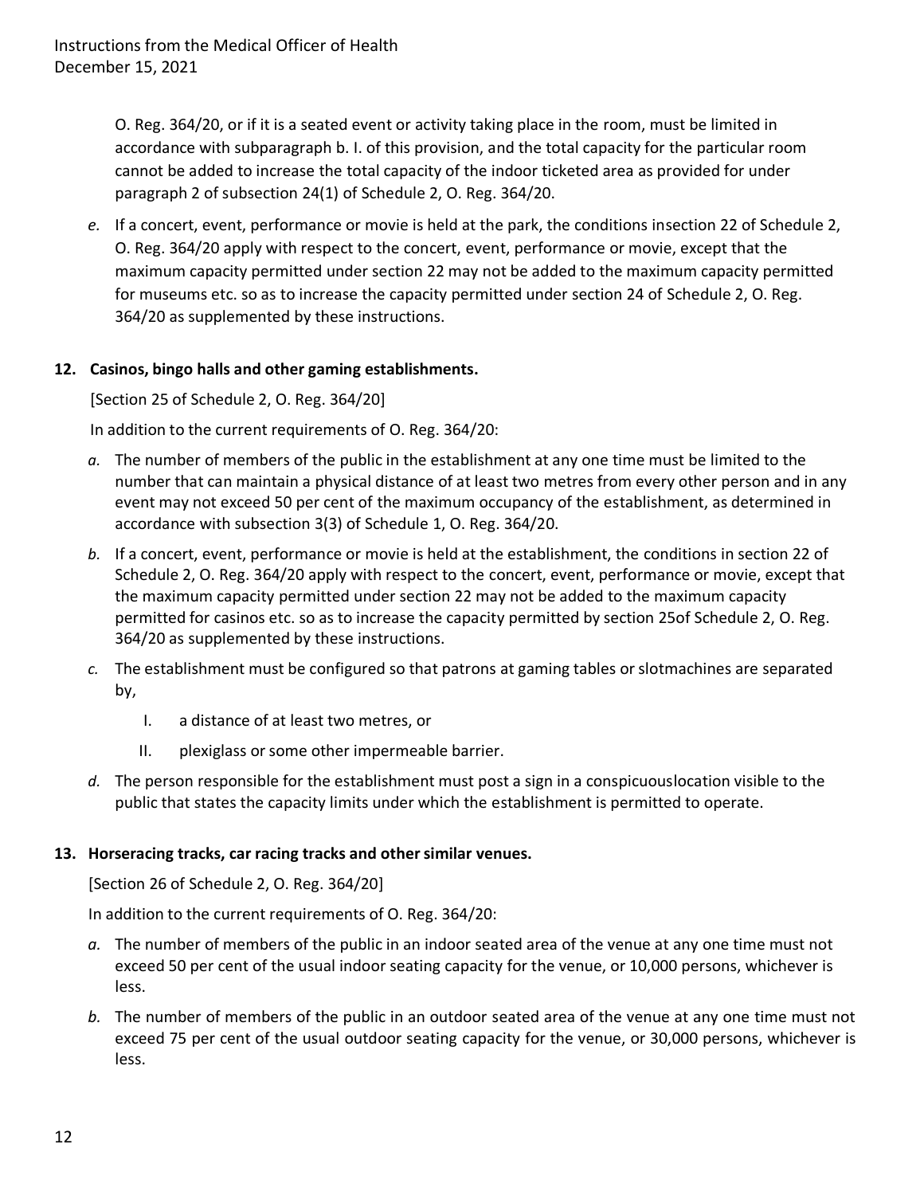O. Reg. 364/20, or if it is a seated event or activity taking place in the room, must be limited in accordance with subparagraph b. I. of this provision, and the total capacity for the particular room cannot be added to increase the total capacity of the indoor ticketed area as provided for under paragraph 2 of subsection 24(1) of Schedule 2, O. Reg. 364/20.

*e.* If a concert, event, performance or movie is held at the park, the conditions insection 22 of Schedule 2, O. Reg. 364/20 apply with respect to the concert, event, performance or movie, except that the maximum capacity permitted under section 22 may not be added to the maximum capacity permitted for museums etc. so as to increase the capacity permitted under section 24 of Schedule 2, O. Reg. 364/20 as supplemented by these instructions.

**12. Casinos, bingo halls and other gaming establishments.**

[Section 25 of Schedule 2, O. Reg. 364/20]

In addition to the current requirements of O. Reg. 364/20:

*a.* The number of members of the public in the establishment at any one time must be limited to the number that can maintain a physical distance of at least two metres from every other person and in any event may not exceed 50 per cent of the maximum occupancy of the establishment, as determined in accordance with subsection 3(3) of Schedule 1, O. Reg. 364/20.

*b.* If a concert, event, performance or movie is held at the establishment, the conditions in section 22 of Schedule 2, O. Reg. 364/20 apply with respect to the concert, event, performance or movie, except that the maximum capacity permitted under section 22 may not be added to the maximum capacity permitted for casinos etc. so as to increase the capacity permitted by section 25of Schedule 2, O. Reg. 364/20 as supplemented by these instructions.

*c.* The establishment must be configured so that patrons at gaming tables or slotmachines are separated by,

  I. a distance of at least two metres, or

  II. plexiglass or some other impermeable barrier.

*d.* The person responsible for the establishment must post a sign in a conspicuouslocation visible to the public that states the capacity limits under which the establishment is permitted to operate.

**13. Horseracing tracks, car racing tracks and other similar venues.**

[Section 26 of Schedule 2, O. Reg. 364/20]

In addition to the current requirements of O. Reg. 364/20:

*a.* The number of members of the public in an indoor seated area of the venue at any one time must not exceed 50 per cent of the usual indoor seating capacity for the venue, or 10,000 persons, whichever is less.

*b.* The number of members of the public in an outdoor seated area of the venue at any one time must not exceed 75 per cent of the usual outdoor seating capacity for the venue, or 30,000 persons, whichever is less.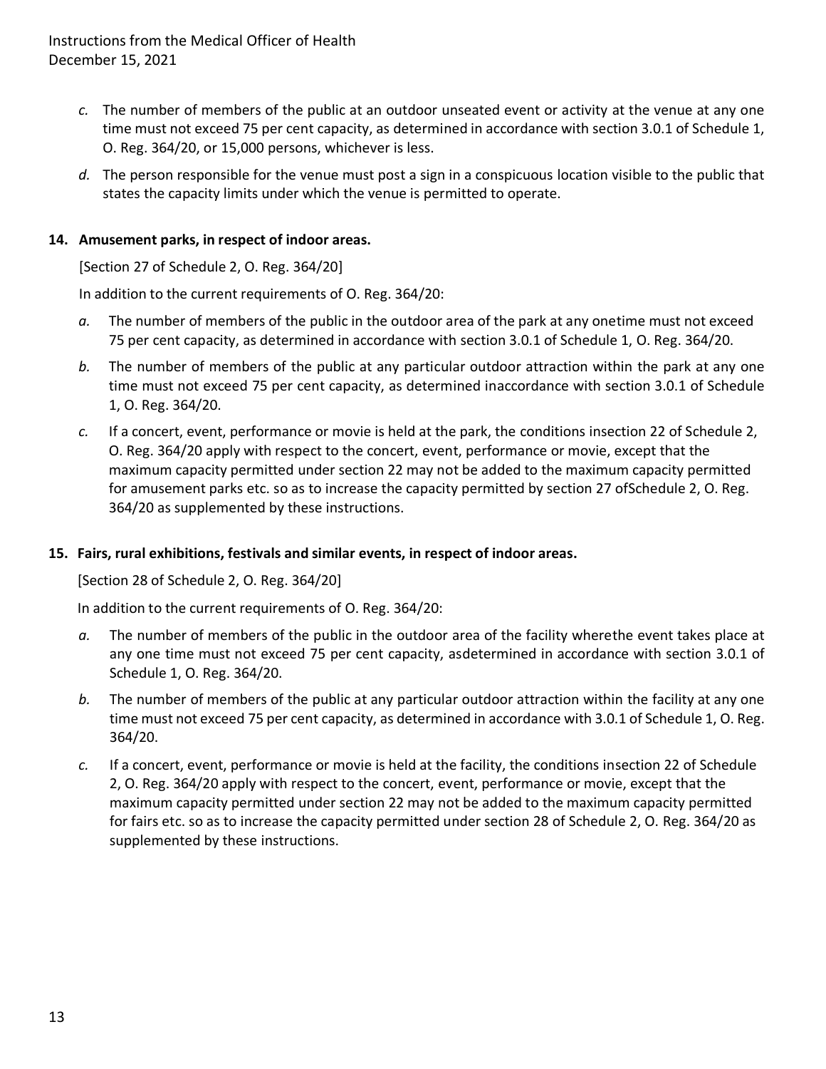*c.* The number of members of the public at an outdoor unseated event or activity at the venue at any one time must not exceed 75 per cent capacity, as determined in accordance with section 3.0.1 of Schedule 1, O. Reg. 364/20, or 15,000 persons, whichever is less.

*d.* The person responsible for the venue must post a sign in a conspicuous location visible to the public that states the capacity limits under which the venue is permitted to operate.

**14. Amusement parks, in respect of indoor areas.**

[Section 27 of Schedule 2, O. Reg. 364/20]

In addition to the current requirements of O. Reg. 364/20:

*a.* The number of members of the public in the outdoor area of the park at any onetime must not exceed 75 per cent capacity, as determined in accordance with section 3.0.1 of Schedule 1, O. Reg. 364/20.

*b.* The number of members of the public at any particular outdoor attraction within the park at any one time must not exceed 75 per cent capacity, as determined inaccordance with section 3.0.1 of Schedule 1, O. Reg. 364/20.

*c.* If a concert, event, performance or movie is held at the park, the conditions insection 22 of Schedule 2, O. Reg. 364/20 apply with respect to the concert, event, performance or movie, except that the maximum capacity permitted under section 22 may not be added to the maximum capacity permitted for amusement parks etc. so as to increase the capacity permitted by section 27 ofSchedule 2, O. Reg. 364/20 as supplemented by these instructions.

**15. Fairs, rural exhibitions, festivals and similar events, in respect of indoor areas.**

[Section 28 of Schedule 2, O. Reg. 364/20]

In addition to the current requirements of O. Reg. 364/20:

*a.* The number of members of the public in the outdoor area of the facility wherethe event takes place at any one time must not exceed 75 per cent capacity, asdetermined in accordance with section 3.0.1 of Schedule 1, O. Reg. 364/20.

*b.* The number of members of the public at any particular outdoor attraction within the facility at any one time must not exceed 75 per cent capacity, as determined in accordance with 3.0.1 of Schedule 1, O. Reg. 364/20.

*c.* If a concert, event, performance or movie is held at the facility, the conditions insection 22 of Schedule 2, O. Reg. 364/20 apply with respect to the concert, event, performance or movie, except that the maximum capacity permitted under section 22 may not be added to the maximum capacity permitted for fairs etc. so as to increase the capacity permitted under section 28 of Schedule 2, O. Reg. 364/20 as supplemented by these instructions.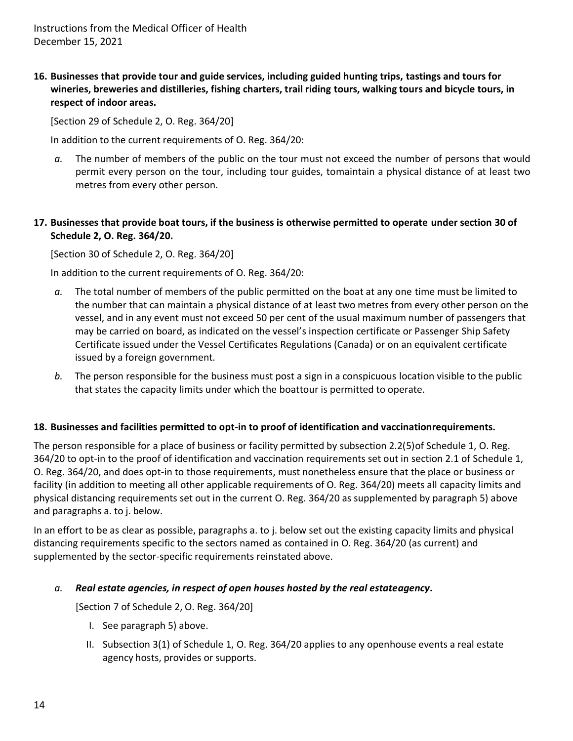**16. Businesses that provide tour and guide services, including guided hunting trips, tastings and tours for wineries, breweries and distilleries, fishing charters, trail riding tours, walking tours and bicycle tours, in respect of indoor areas.**

[Section 29 of Schedule 2, O. Reg. 364/20]

In addition to the current requirements of O. Reg. 364/20:

*a.* The number of members of the public on the tour must not exceed the number of persons that would permit every person on the tour, including tour guides, tomaintain a physical distance of at least two metres from every other person.

**17. Businesses that provide boat tours, if the business is otherwise permitted to operate under section 30 of Schedule 2, O. Reg. 364/20.**

[Section 30 of Schedule 2, O. Reg. 364/20]

In addition to the current requirements of O. Reg. 364/20:

*a.* The total number of members of the public permitted on the boat at any one time must be limited to the number that can maintain a physical distance of at least two metres from every other person on the vessel, and in any event must not exceed 50 per cent of the usual maximum number of passengers that may be carried on board, as indicated on the vessel's inspection certificate or Passenger Ship Safety Certificate issued under the Vessel Certificates Regulations (Canada) or on an equivalent certificate issued by a foreign government.

*b.* The person responsible for the business must post a sign in a conspicuous location visible to the public that states the capacity limits under which the boattour is permitted to operate.

**18. Businesses and facilities permitted to opt-in to proof of identification and vaccinationrequirements.**

The person responsible for a place of business or facility permitted by subsection 2.2(5)of Schedule 1, O. Reg. 364/20 to opt-in to the proof of identification and vaccination requirements set out in section 2.1 of Schedule 1, O. Reg. 364/20, and does opt-in to those requirements, must nonetheless ensure that the place or business or facility (in addition to meeting all other applicable requirements of O. Reg. 364/20) meets all capacity limits and physical distancing requirements set out in the current O. Reg. 364/20 as supplemented by paragraph 5) above and paragraphs a. to j. below.

In an effort to be as clear as possible, paragraphs a. to j. below set out the existing capacity limits and physical distancing requirements specific to the sectors named as contained in O. Reg. 364/20 (as current) and supplemented by the sector-specific requirements reinstated above.

*a.* ***Real estate agencies, in respect of open houses hosted by the real estateagency.***

[Section 7 of Schedule 2, O. Reg. 364/20]

I. See paragraph 5) above.

II. Subsection 3(1) of Schedule 1, O. Reg. 364/20 applies to any openhouse events a real estate agency hosts, provides or supports.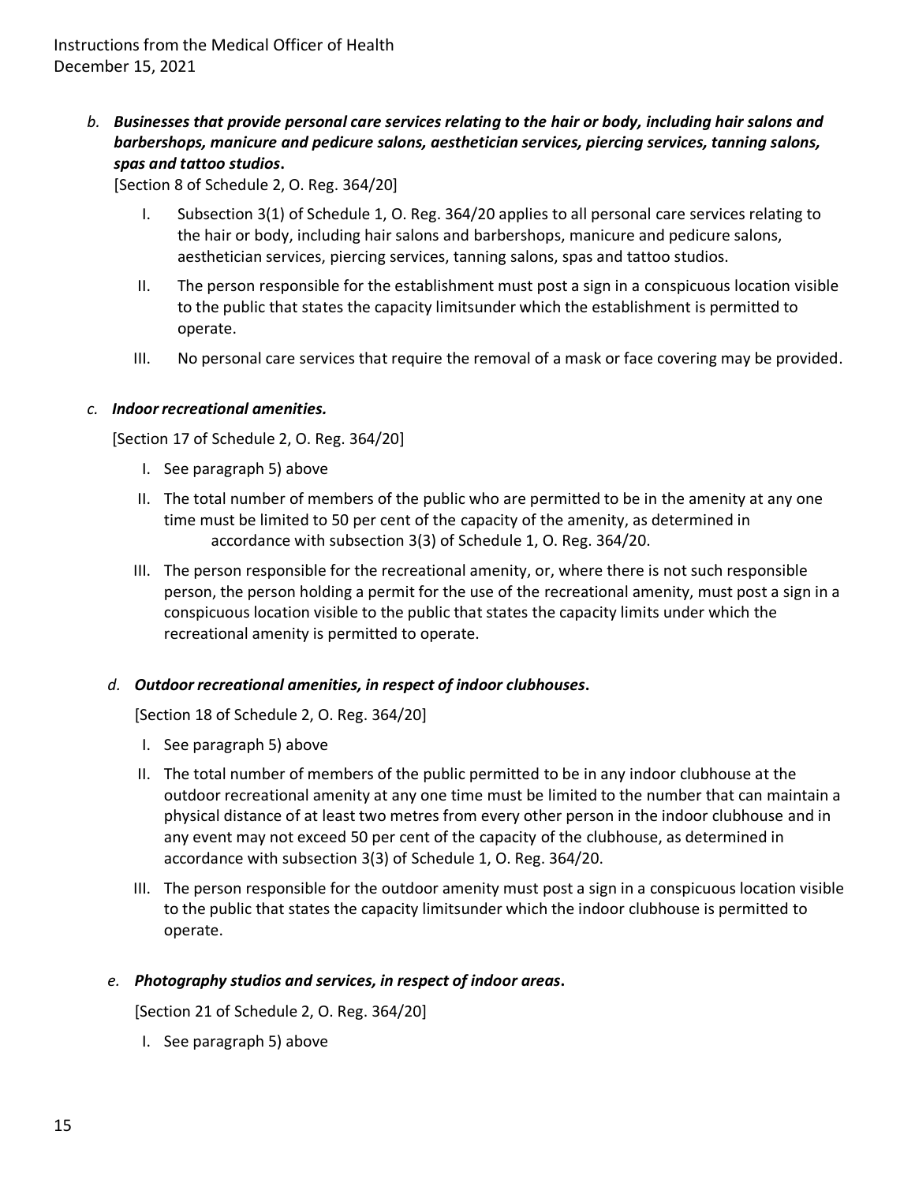*b.* ***Businesses that provide personal care services relating to the hair or body, including hair salons and barbershops, manicure and pedicure salons, aesthetician services, piercing services, tanning salons, spas and tattoo studios*.**

[Section 8 of Schedule 2, O. Reg. 364/20]

I. Subsection 3(1) of Schedule 1, O. Reg. 364/20 applies to all personal care services relating to the hair or body, including hair salons and barbershops, manicure and pedicure salons, aesthetician services, piercing services, tanning salons, spas and tattoo studios.

II. The person responsible for the establishment must post a sign in a conspicuous location visible to the public that states the capacity limitsunder which the establishment is permitted to operate.

III. No personal care services that require the removal of a mask or face covering may be provided.

*c.* ***Indoor recreational amenities.***

[Section 17 of Schedule 2, O. Reg. 364/20]

I. See paragraph 5) above

II. The total number of members of the public who are permitted to be in the amenity at any one time must be limited to 50 per cent of the capacity of the amenity, as determined in accordance with subsection 3(3) of Schedule 1, O. Reg. 364/20.

III. The person responsible for the recreational amenity, or, where there is not such responsible person, the person holding a permit for the use of the recreational amenity, must post a sign in a conspicuous location visible to the public that states the capacity limits under which the recreational amenity is permitted to operate.

*d.* ***Outdoor recreational amenities, in respect of indoor clubhouses*.**

[Section 18 of Schedule 2, O. Reg. 364/20]

I. See paragraph 5) above

II. The total number of members of the public permitted to be in any indoor clubhouse at the outdoor recreational amenity at any one time must be limited to the number that can maintain a physical distance of at least two metres from every other person in the indoor clubhouse and in any event may not exceed 50 per cent of the capacity of the clubhouse, as determined in accordance with subsection 3(3) of Schedule 1, O. Reg. 364/20.

III. The person responsible for the outdoor amenity must post a sign in a conspicuous location visible to the public that states the capacity limitsunder which the indoor clubhouse is permitted to operate.

*e.* ***Photography studios and services, in respect of indoor areas*.**

[Section 21 of Schedule 2, O. Reg. 364/20]

I. See paragraph 5) above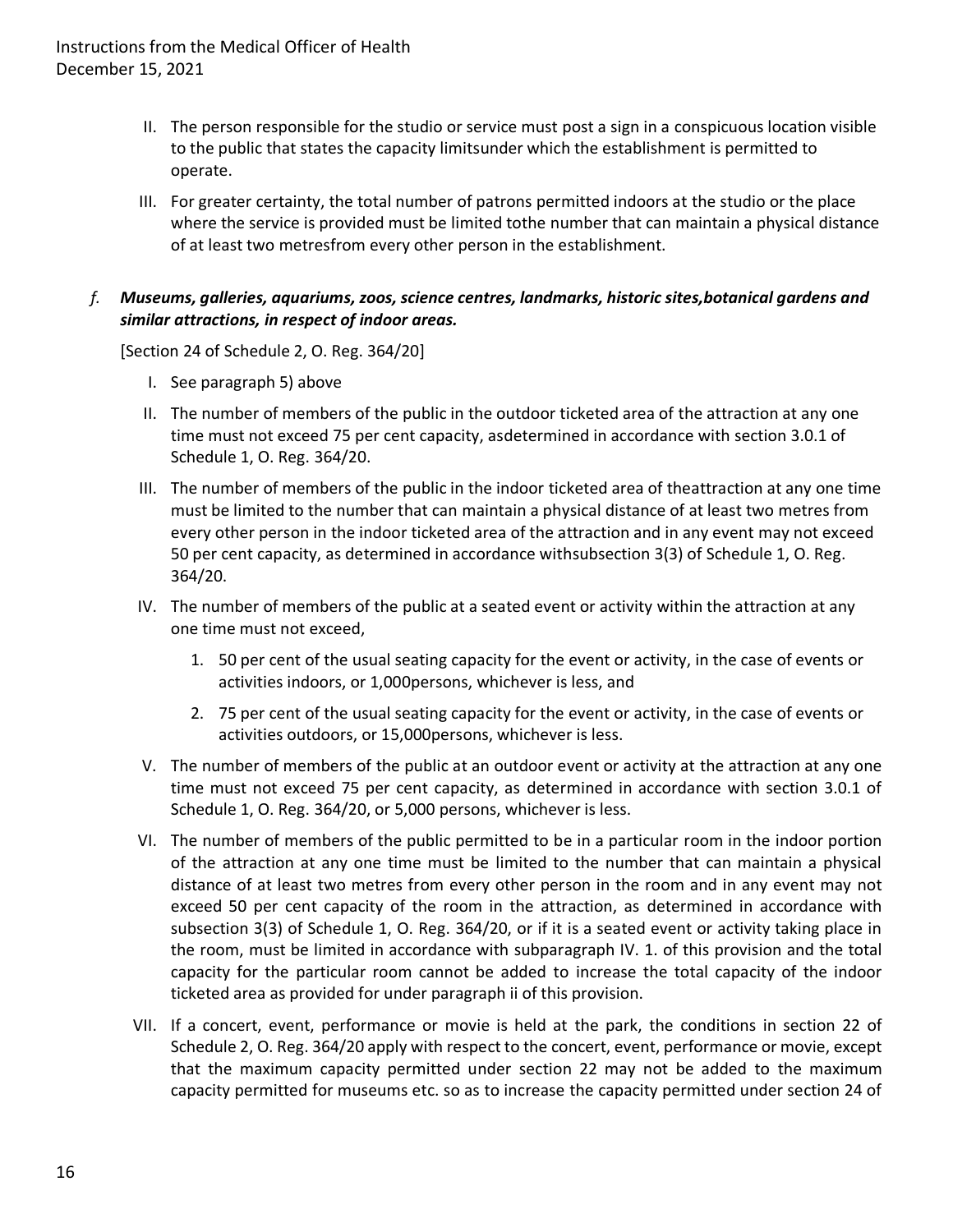II. The person responsible for the studio or service must post a sign in a conspicuous location visible to the public that states the capacity limitsunder which the establishment is permitted to operate.

III. For greater certainty, the total number of patrons permitted indoors at the studio or the place where the service is provided must be limited tothe number that can maintain a physical distance of at least two metresfrom every other person in the establishment.

*f.* ***Museums, galleries, aquariums, zoos, science centres, landmarks, historic sites,botanical gardens and similar attractions, in respect of indoor areas.***

[Section 24 of Schedule 2, O. Reg. 364/20]

I. See paragraph 5) above

II. The number of members of the public in the outdoor ticketed area of the attraction at any one time must not exceed 75 per cent capacity, asdetermined in accordance with section 3.0.1 of Schedule 1, O. Reg. 364/20.

III. The number of members of the public in the indoor ticketed area of theattraction at any one time must be limited to the number that can maintain a physical distance of at least two metres from every other person in the indoor ticketed area of the attraction and in any event may not exceed 50 per cent capacity, as determined in accordance withsubsection 3(3) of Schedule 1, O. Reg. 364/20.

IV. The number of members of the public at a seated event or activity within the attraction at any one time must not exceed,

1. 50 per cent of the usual seating capacity for the event or activity, in the case of events or activities indoors, or 1,000persons, whichever is less, and
2. 75 per cent of the usual seating capacity for the event or activity, in the case of events or activities outdoors, or 15,000persons, whichever is less.

V. The number of members of the public at an outdoor event or activity at the attraction at any one time must not exceed 75 per cent capacity, as determined in accordance with section 3.0.1 of Schedule 1, O. Reg. 364/20, or 5,000 persons, whichever is less.

VI. The number of members of the public permitted to be in a particular room in the indoor portion of the attraction at any one time must be limited to the number that can maintain a physical distance of at least two metres from every other person in the room and in any event may not exceed 50 per cent capacity of the room in the attraction, as determined in accordance with subsection 3(3) of Schedule 1, O. Reg. 364/20, or if it is a seated event or activity taking place in the room, must be limited in accordance with subparagraph IV. 1. of this provision and the total capacity for the particular room cannot be added to increase the total capacity of the indoor ticketed area as provided for under paragraph ii of this provision.

VII. If a concert, event, performance or movie is held at the park, the conditions in section 22 of Schedule 2, O. Reg. 364/20 apply with respect to the concert, event, performance or movie, except that the maximum capacity permitted under section 22 may not be added to the maximum capacity permitted for museums etc. so as to increase the capacity permitted under section 24 of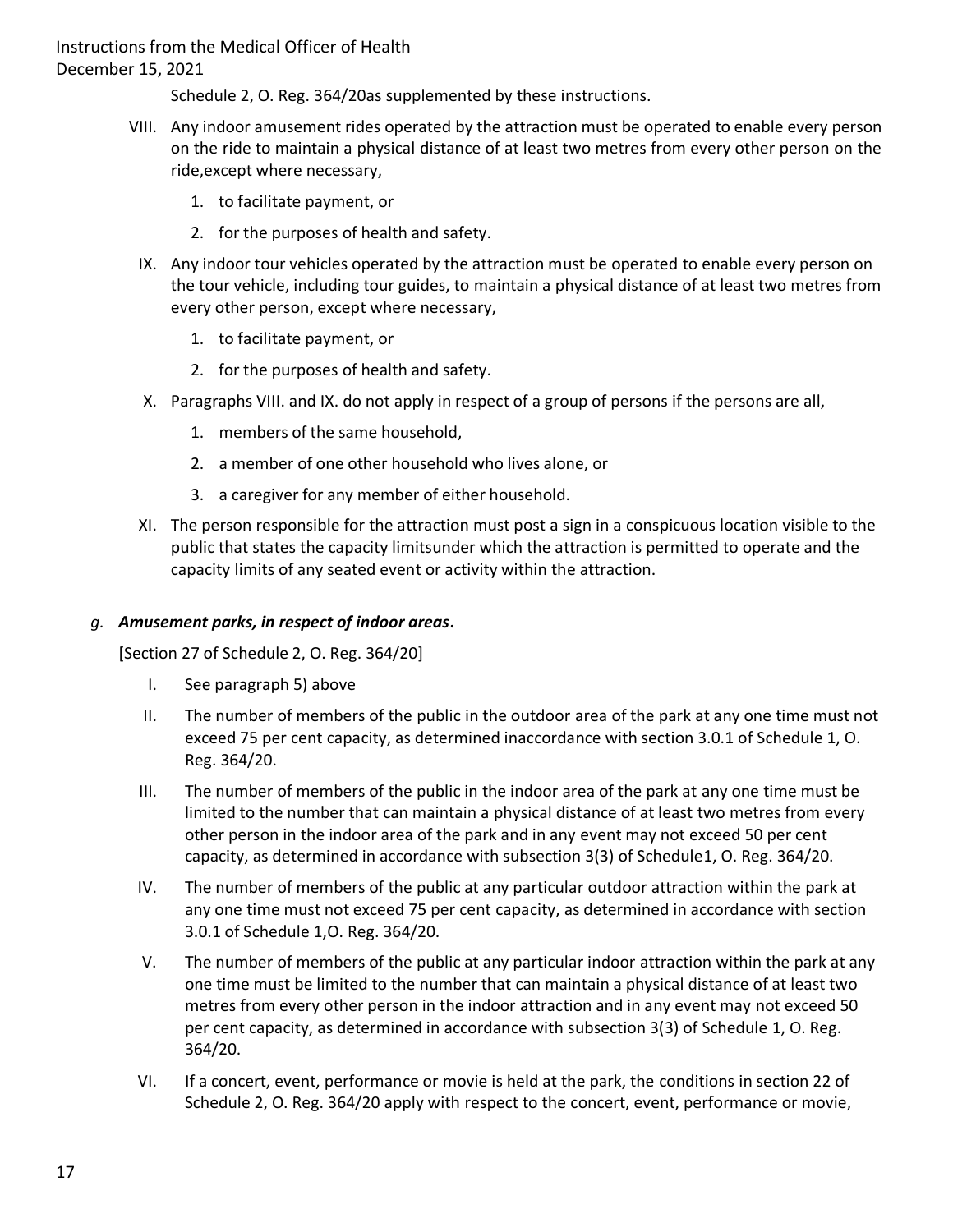Schedule 2, O. Reg. 364/20as supplemented by these instructions.

VIII. Any indoor amusement rides operated by the attraction must be operated to enable every person on the ride to maintain a physical distance of at least two metres from every other person on the ride,except where necessary,

   1. to facilitate payment, or
   2. for the purposes of health and safety.

IX. Any indoor tour vehicles operated by the attraction must be operated to enable every person on the tour vehicle, including tour guides, to maintain a physical distance of at least two metres from every other person, except where necessary,

   1. to facilitate payment, or
   2. for the purposes of health and safety.

X. Paragraphs VIII. and IX. do not apply in respect of a group of persons if the persons are all,

   1. members of the same household,
   2. a member of one other household who lives alone, or
   3. a caregiver for any member of either household.

XI. The person responsible for the attraction must post a sign in a conspicuous location visible to the public that states the capacity limitsunder which the attraction is permitted to operate and the capacity limits of any seated event or activity within the attraction.

*g.* ***Amusement parks, in respect of indoor areas*.**

[Section 27 of Schedule 2, O. Reg. 364/20]

I. See paragraph 5) above

II. The number of members of the public in the outdoor area of the park at any one time must not exceed 75 per cent capacity, as determined inaccordance with section 3.0.1 of Schedule 1, O. Reg. 364/20.

III. The number of members of the public in the indoor area of the park at any one time must be limited to the number that can maintain a physical distance of at least two metres from every other person in the indoor area of the park and in any event may not exceed 50 per cent capacity, as determined in accordance with subsection 3(3) of Schedule1, O. Reg. 364/20.

IV. The number of members of the public at any particular outdoor attraction within the park at any one time must not exceed 75 per cent capacity, as determined in accordance with section 3.0.1 of Schedule 1,O. Reg. 364/20.

V. The number of members of the public at any particular indoor attraction within the park at any one time must be limited to the number that can maintain a physical distance of at least two metres from every other person in the indoor attraction and in any event may not exceed 50 per cent capacity, as determined in accordance with subsection 3(3) of Schedule 1, O. Reg. 364/20.

VI. If a concert, event, performance or movie is held at the park, the conditions in section 22 of Schedule 2, O. Reg. 364/20 apply with respect to the concert, event, performance or movie,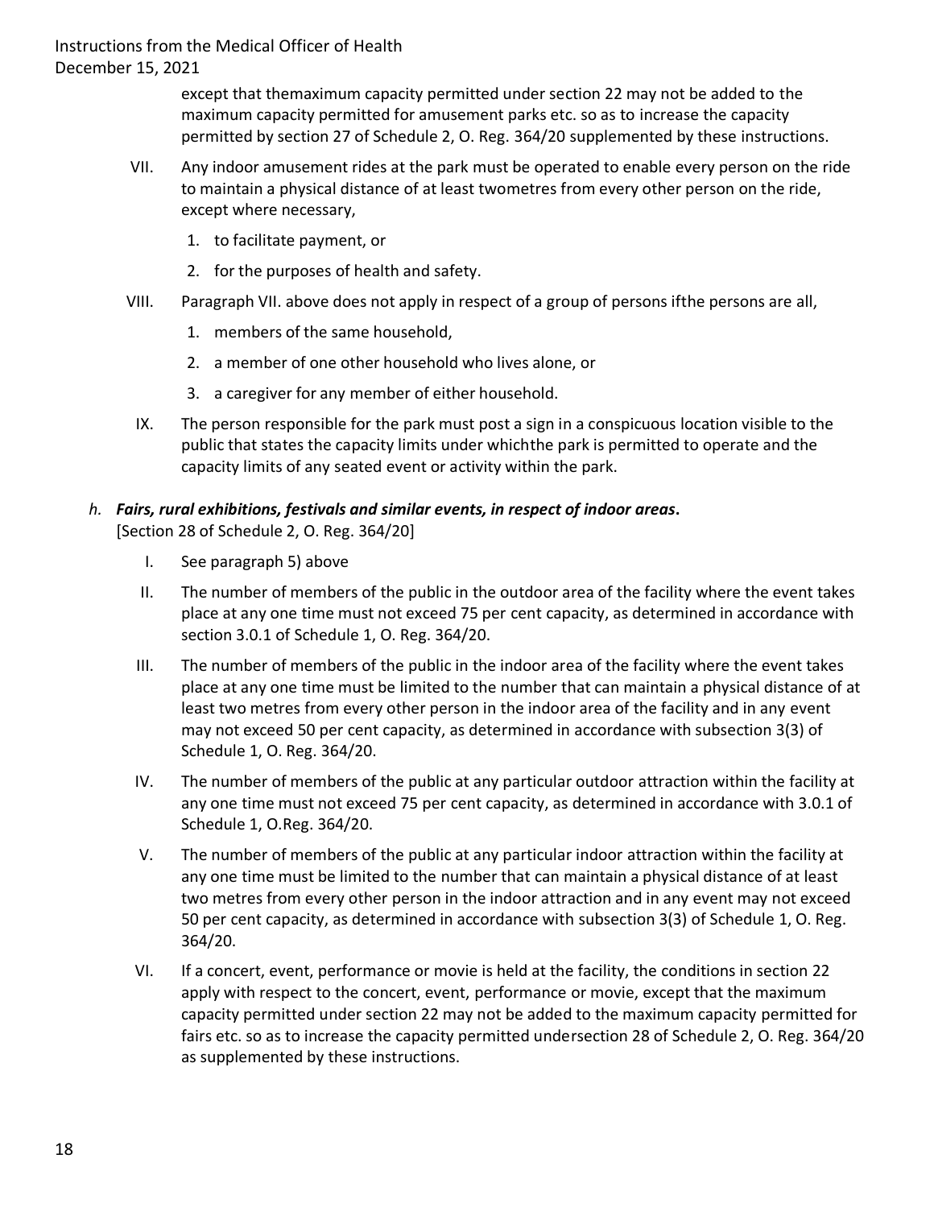except that themaximum capacity permitted under section 22 may not be added to the maximum capacity permitted for amusement parks etc. so as to increase the capacity permitted by section 27 of Schedule 2, O. Reg. 364/20 supplemented by these instructions.

VII. Any indoor amusement rides at the park must be operated to enable every person on the ride to maintain a physical distance of at least twometres from every other person on the ride, except where necessary,

1. to facilitate payment, or
2. for the purposes of health and safety.

VIII. Paragraph VII. above does not apply in respect of a group of persons ifthe persons are all,

1. members of the same household,
2. a member of one other household who lives alone, or
3. a caregiver for any member of either household.

IX. The person responsible for the park must post a sign in a conspicuous location visible to the public that states the capacity limits under whichthe park is permitted to operate and the capacity limits of any seated event or activity within the park.

*h.* ***Fairs, rural exhibitions, festivals and similar events, in respect of indoor areas*****.**
[Section 28 of Schedule 2, O. Reg. 364/20]

I. See paragraph 5) above

II. The number of members of the public in the outdoor area of the facility where the event takes place at any one time must not exceed 75 per cent capacity, as determined in accordance with section 3.0.1 of Schedule 1, O. Reg. 364/20.

III. The number of members of the public in the indoor area of the facility where the event takes place at any one time must be limited to the number that can maintain a physical distance of at least two metres from every other person in the indoor area of the facility and in any event may not exceed 50 per cent capacity, as determined in accordance with subsection 3(3) of Schedule 1, O. Reg. 364/20.

IV. The number of members of the public at any particular outdoor attraction within the facility at any one time must not exceed 75 per cent capacity, as determined in accordance with 3.0.1 of Schedule 1, O.Reg. 364/20.

V. The number of members of the public at any particular indoor attraction within the facility at any one time must be limited to the number that can maintain a physical distance of at least two metres from every other person in the indoor attraction and in any event may not exceed 50 per cent capacity, as determined in accordance with subsection 3(3) of Schedule 1, O. Reg. 364/20.

VI. If a concert, event, performance or movie is held at the facility, the conditions in section 22 apply with respect to the concert, event, performance or movie, except that the maximum capacity permitted under section 22 may not be added to the maximum capacity permitted for fairs etc. so as to increase the capacity permitted undersection 28 of Schedule 2, O. Reg. 364/20 as supplemented by these instructions.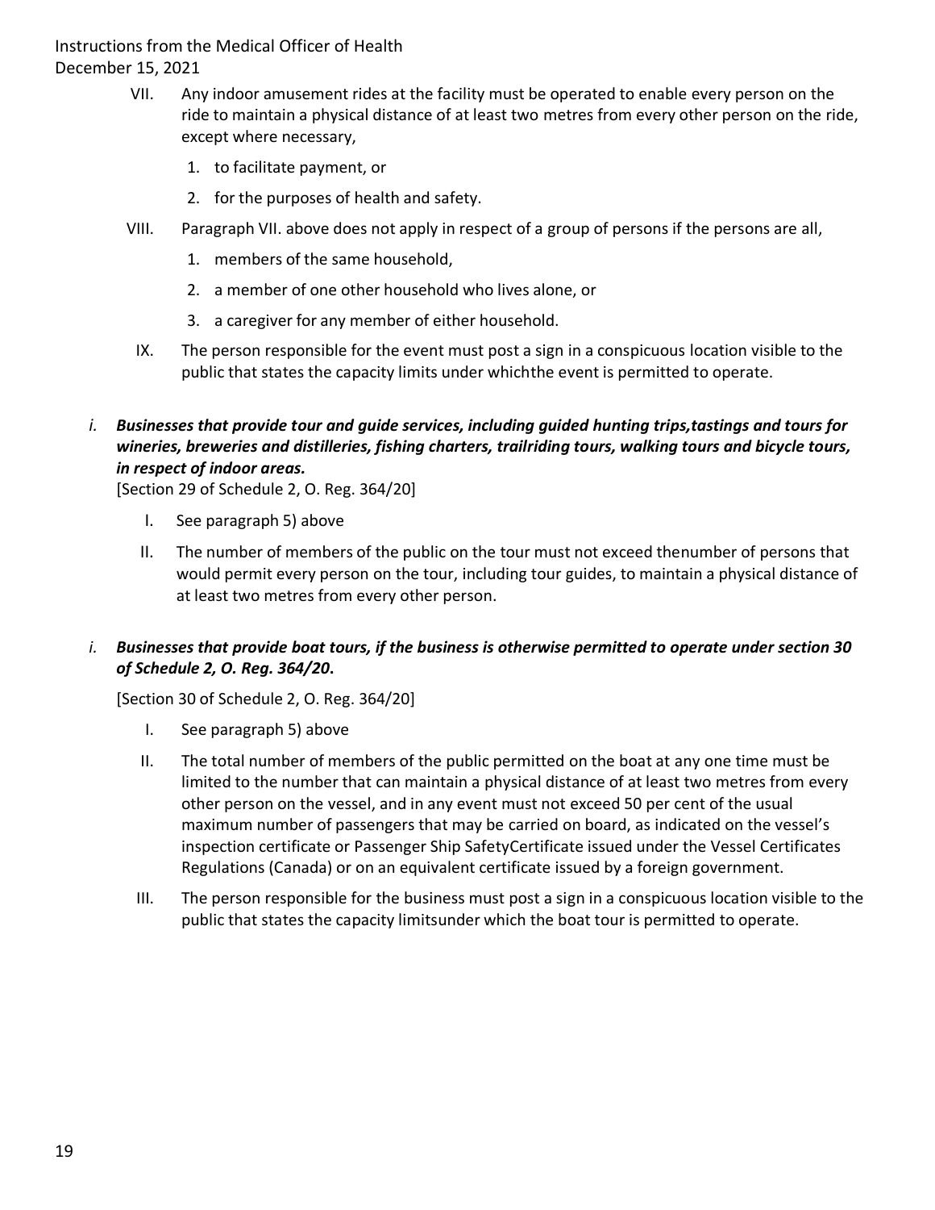VII. Any indoor amusement rides at the facility must be operated to enable every person on the ride to maintain a physical distance of at least two metres from every other person on the ride, except where necessary,

1. to facilitate payment, or
2. for the purposes of health and safety.

VIII. Paragraph VII. above does not apply in respect of a group of persons if the persons are all,

1. members of the same household,
2. a member of one other household who lives alone, or
3. a caregiver for any member of either household.

IX. The person responsible for the event must post a sign in a conspicuous location visible to the public that states the capacity limits under whichthe event is permitted to operate.

*i. **Businesses that provide tour and guide services, including guided hunting trips,tastings and tours for wineries, breweries and distilleries, fishing charters, trailriding tours, walking tours and bicycle tours, in respect of indoor areas.***

[Section 29 of Schedule 2, O. Reg. 364/20]

I. See paragraph 5) above

II. The number of members of the public on the tour must not exceed thenumber of persons that would permit every person on the tour, including tour guides, to maintain a physical distance of at least two metres from every other person.

*i. **Businesses that provide boat tours, if the business is otherwise permitted to operate under section 30 of Schedule 2, O. Reg. 364/20.***

[Section 30 of Schedule 2, O. Reg. 364/20]

I. See paragraph 5) above

II. The total number of members of the public permitted on the boat at any one time must be limited to the number that can maintain a physical distance of at least two metres from every other person on the vessel, and in any event must not exceed 50 per cent of the usual maximum number of passengers that may be carried on board, as indicated on the vessel's inspection certificate or Passenger Ship SafetyCertificate issued under the Vessel Certificates Regulations (Canada) or on an equivalent certificate issued by a foreign government.

III. The person responsible for the business must post a sign in a conspicuous location visible to the public that states the capacity limitsunder which the boat tour is permitted to operate.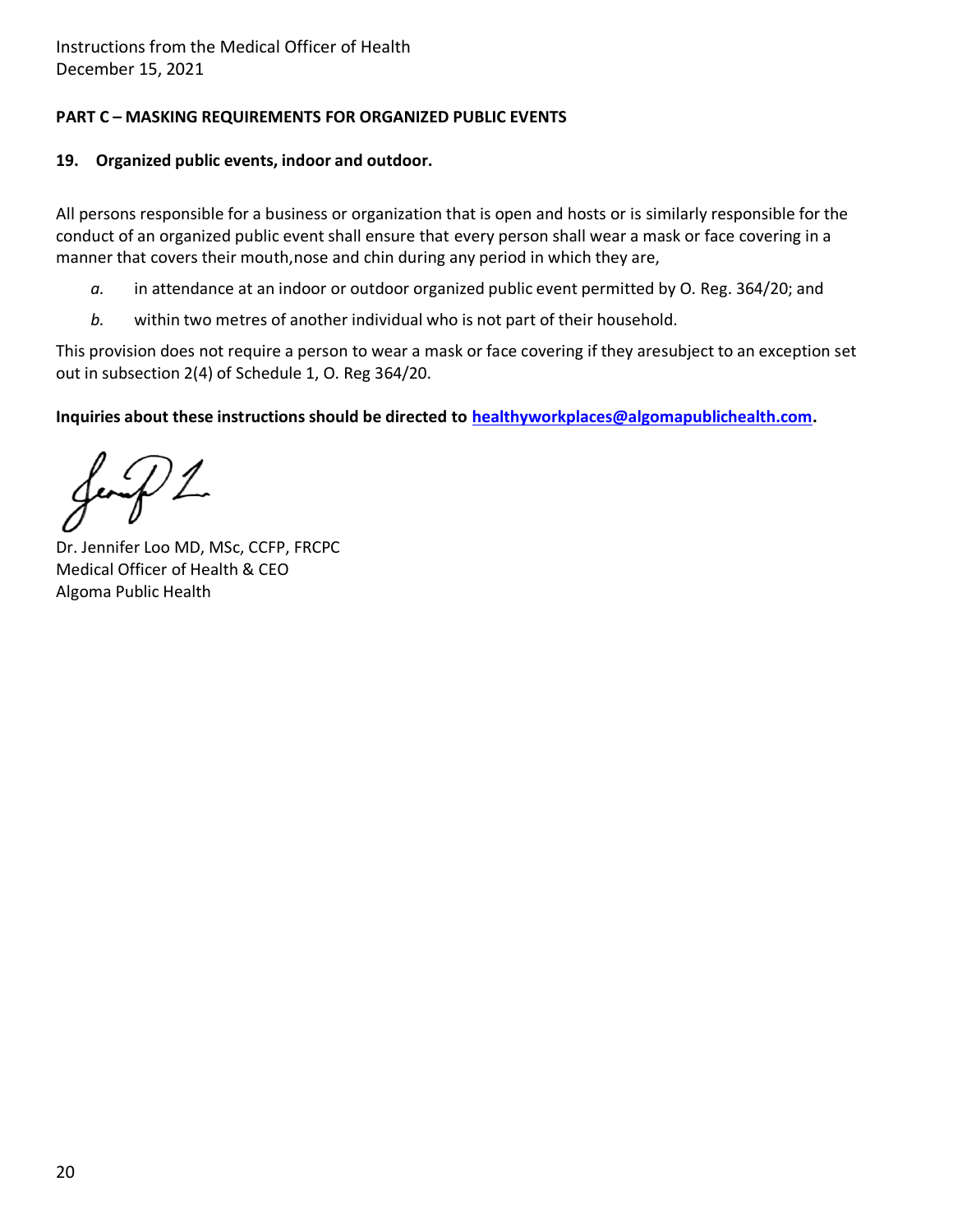## PART C – MASKING REQUIREMENTS FOR ORGANIZED PUBLIC EVENTS

### 19. Organized public events, indoor and outdoor.

All persons responsible for a business or organization that is open and hosts or is similarly responsible for the conduct of an organized public event shall ensure that every person shall wear a mask or face covering in a manner that covers their mouth,nose and chin during any period in which they are,

*a.* in attendance at an indoor or outdoor organized public event permitted by O. Reg. 364/20; and

*b.* within two metres of another individual who is not part of their household.

This provision does not require a person to wear a mask or face covering if they aresubject to an exception set out in subsection 2(4) of Schedule 1, O. Reg 364/20.

**Inquiries about these instructions should be directed to healthyworkplaces@algomapublichealth.com.**

Dr. Jennifer Loo MD, MSc, CCFP, FRCPC
Medical Officer of Health & CEO
Algoma Public Health